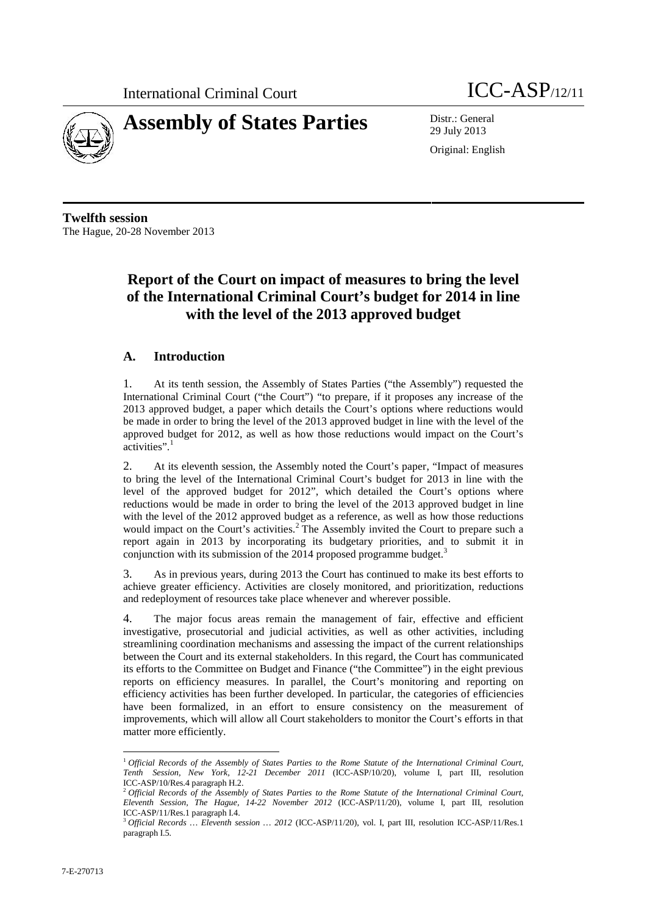International Criminal Court ICC-ASP/12/11

# Assembly of States Parties

Distr.: General
29 July 2013

Original: English

**Twelfth session**
The Hague, 20-28 November 2013

# Report of the Court on impact of measures to bring the level of the International Criminal Court's budget for 2014 in line with the level of the 2013 approved budget

## A. Introduction

1. At its tenth session, the Assembly of States Parties ("the Assembly") requested the International Criminal Court ("the Court") "to prepare, if it proposes any increase of the 2013 approved budget, a paper which details the Court's options where reductions would be made in order to bring the level of the 2013 approved budget in line with the level of the approved budget for 2012, as well as how those reductions would impact on the Court's activities".[1]

2. At its eleventh session, the Assembly noted the Court's paper, "Impact of measures to bring the level of the International Criminal Court's budget for 2013 in line with the level of the approved budget for 2012", which detailed the Court's options where reductions would be made in order to bring the level of the 2013 approved budget in line with the level of the 2012 approved budget as a reference, as well as how those reductions would impact on the Court's activities.[2] The Assembly invited the Court to prepare such a report again in 2013 by incorporating its budgetary priorities, and to submit it in conjunction with its submission of the 2014 proposed programme budget.[3]

3. As in previous years, during 2013 the Court has continued to make its best efforts to achieve greater efficiency. Activities are closely monitored, and prioritization, reductions and redeployment of resources take place whenever and wherever possible.

4. The major focus areas remain the management of fair, effective and efficient investigative, prosecutorial and judicial activities, as well as other activities, including streamlining coordination mechanisms and assessing the impact of the current relationships between the Court and its external stakeholders. In this regard, the Court has communicated its efforts to the Committee on Budget and Finance ("the Committee") in the eight previous reports on efficiency measures. In parallel, the Court's monitoring and reporting on efficiency activities has been further developed. In particular, the categories of efficiencies have been formalized, in an effort to ensure consistency on the measurement of improvements, which will allow all Court stakeholders to monitor the Court's efforts in that matter more efficiently.

---

[1] *Official Records of the Assembly of States Parties to the Rome Statute of the International Criminal Court, Tenth Session, New York, 12-21 December 2011* (ICC-ASP/10/20), volume I, part III, resolution ICC-ASP/10/Res.4 paragraph H.2.

[2] *Official Records of the Assembly of States Parties to the Rome Statute of the International Criminal Court, Eleventh Session, The Hague, 14-22 November 2012* (ICC-ASP/11/20), volume I, part III, resolution ICC-ASP/11/Res.1 paragraph I.4.

[3] *Official Records … Eleventh session … 2012* (ICC-ASP/11/20), vol. I, part III, resolution ICC-ASP/11/Res.1 paragraph I.5.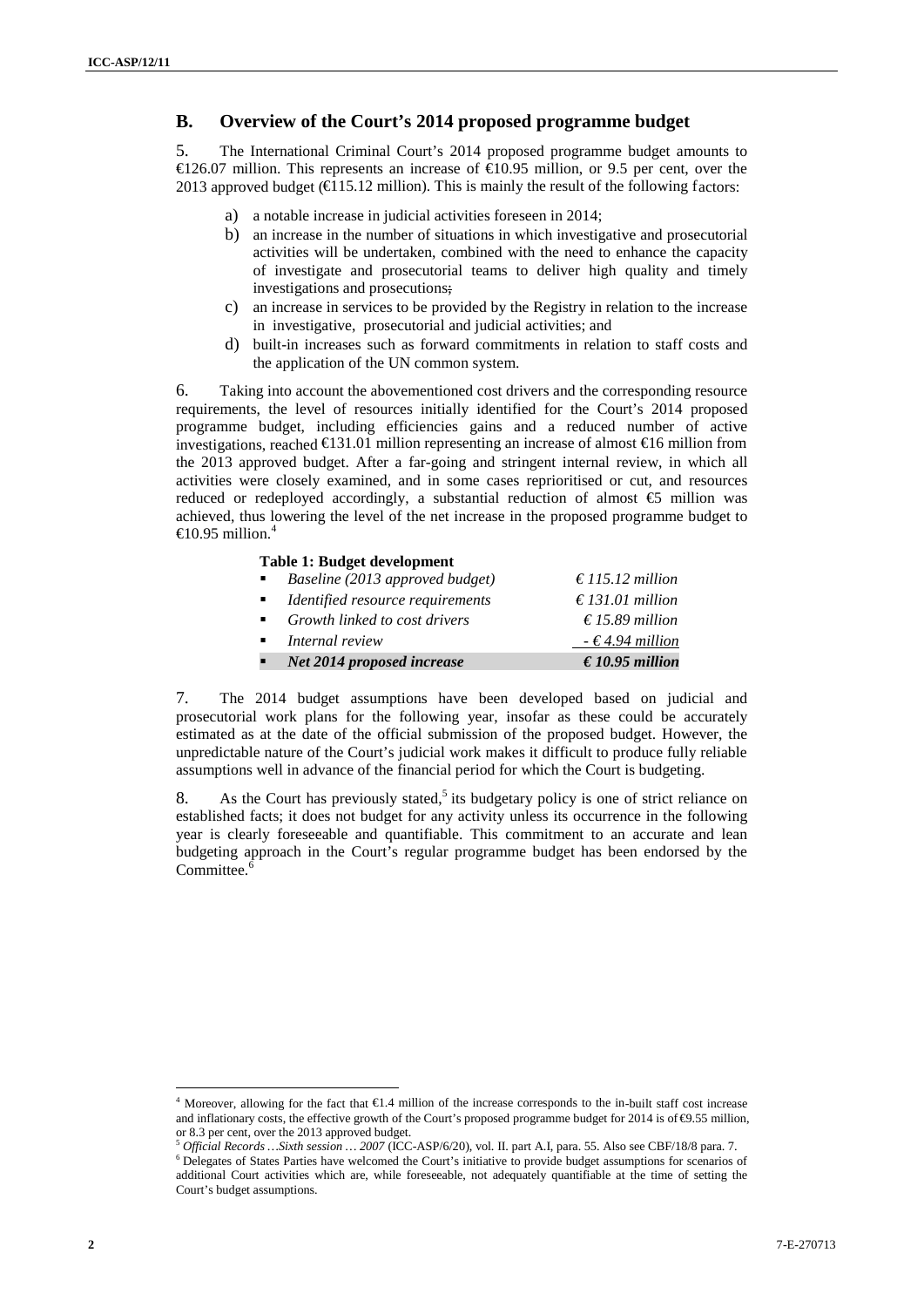## B. Overview of the Court's 2014 proposed programme budget

5. The International Criminal Court's 2014 proposed programme budget amounts to €126.07 million. This represents an increase of €10.95 million, or 9.5 per cent, over the 2013 approved budget (€115.12 million). This is mainly the result of the following factors:

a) a notable increase in judicial activities foreseen in 2014;

b) an increase in the number of situations in which investigative and prosecutorial activities will be undertaken, combined with the need to enhance the capacity of investigate and prosecutorial teams to deliver high quality and timely investigations and prosecutions;

c) an increase in services to be provided by the Registry in relation to the increase in investigative, prosecutorial and judicial activities; and

d) built-in increases such as forward commitments in relation to staff costs and the application of the UN common system.

6. Taking into account the abovementioned cost drivers and the corresponding resource requirements, the level of resources initially identified for the Court's 2014 proposed programme budget, including efficiencies gains and a reduced number of active investigations, reached €131.01 million representing an increase of almost €16 million from the 2013 approved budget. After a far-going and stringent internal review, in which all activities were closely examined, and in some cases reprioritised or cut, and resources reduced or redeployed accordingly, a substantial reduction of almost €5 million was achieved, thus lowering the level of the net increase in the proposed programme budget to €10.95 million.[4]

**Table 1: Budget development**

| | |
|---|---|
| ▪ *Baseline (2013 approved budget)* | *€ 115.12 million* |
| ▪ *Identified resource requirements* | *€ 131.01 million* |
| ▪ *Growth linked to cost drivers* | *€ 15.89 million* |
| ▪ *Internal review* | *- € 4.94 million* |
| ▪ ***Net 2014 proposed increase*** | ***€ 10.95 million*** |

7. The 2014 budget assumptions have been developed based on judicial and prosecutorial work plans for the following year, insofar as these could be accurately estimated as at the date of the official submission of the proposed budget. However, the unpredictable nature of the Court's judicial work makes it difficult to produce fully reliable assumptions well in advance of the financial period for which the Court is budgeting.

8. As the Court has previously stated,[5] its budgetary policy is one of strict reliance on established facts; it does not budget for any activity unless its occurrence in the following year is clearly foreseeable and quantifiable. This commitment to an accurate and lean budgeting approach in the Court's regular programme budget has been endorsed by the Committee.[6]

---

[4] Moreover, allowing for the fact that €1.4 million of the increase corresponds to the in-built staff cost increase and inflationary costs, the effective growth of the Court's proposed programme budget for 2014 is of €9.55 million, or 8.3 per cent, over the 2013 approved budget.

[5] *Official Records …Sixth session … 2007* (ICC-ASP/6/20), vol. II. part A.I, para. 55. Also see CBF/18/8 para. 7.

[6] Delegates of States Parties have welcomed the Court's initiative to provide budget assumptions for scenarios of additional Court activities which are, while foreseeable, not adequately quantifiable at the time of setting the Court's budget assumptions.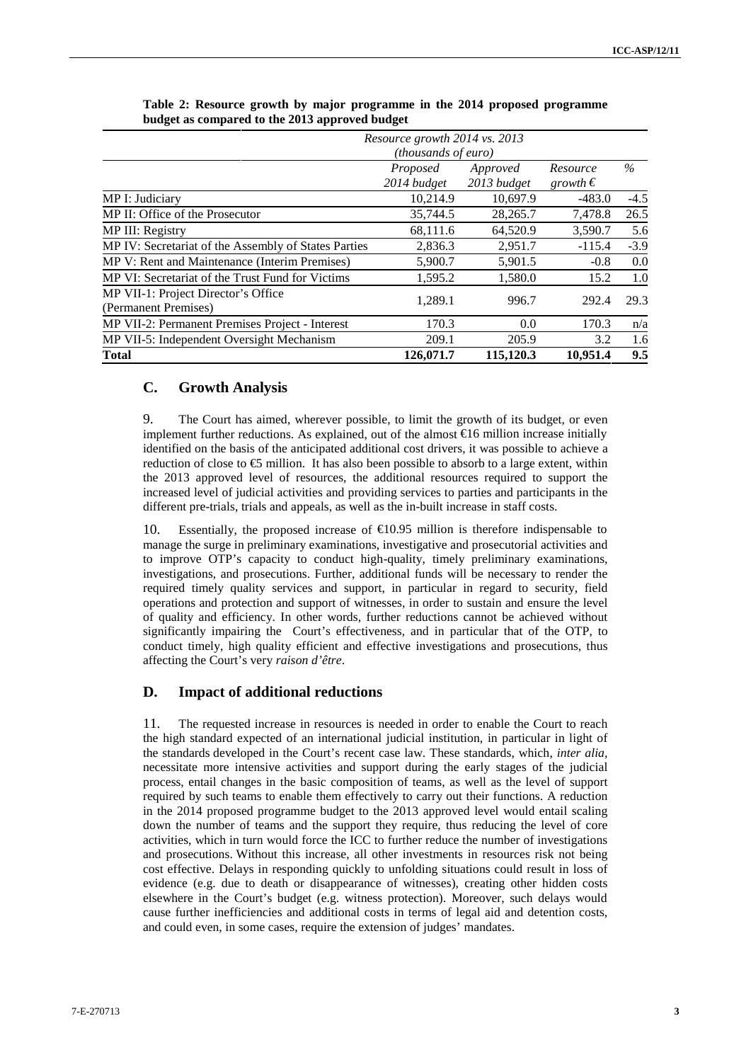**Table 2: Resource growth by major programme in the 2014 proposed programme budget as compared to the 2013 approved budget**

| | *Resource growth 2014 vs. 2013 (thousands of euro)* | | | |
|---|---|---|---|---|
| | *Proposed 2014 budget* | *Approved 2013 budget* | *Resource growth €* | *%* |
| MP I: Judiciary | 10,214.9 | 10,697.9 | -483.0 | -4.5 |
| MP II: Office of the Prosecutor | 35,744.5 | 28,265.7 | 7,478.8 | 26.5 |
| MP III: Registry | 68,111.6 | 64,520.9 | 3,590.7 | 5.6 |
| MP IV: Secretariat of the Assembly of States Parties | 2,836.3 | 2,951.7 | -115.4 | -3.9 |
| MP V: Rent and Maintenance (Interim Premises) | 5,900.7 | 5,901.5 | -0.8 | 0.0 |
| MP VI: Secretariat of the Trust Fund for Victims | 1,595.2 | 1,580.0 | 15.2 | 1.0 |
| MP VII-1: Project Director's Office (Permanent Premises) | 1,289.1 | 996.7 | 292.4 | 29.3 |
| MP VII-2: Permanent Premises Project - Interest | 170.3 | 0.0 | 170.3 | n/a |
| MP VII-5: Independent Oversight Mechanism | 209.1 | 205.9 | 3.2 | 1.6 |
| **Total** | **126,071.7** | **115,120.3** | **10,951.4** | **9.5** |

## C. Growth Analysis

9. The Court has aimed, wherever possible, to limit the growth of its budget, or even implement further reductions. As explained, out of the almost €16 million increase initially identified on the basis of the anticipated additional cost drivers, it was possible to achieve a reduction of close to €5 million. It has also been possible to absorb to a large extent, within the 2013 approved level of resources, the additional resources required to support the increased level of judicial activities and providing services to parties and participants in the different pre-trials, trials and appeals, as well as the in-built increase in staff costs.

10. Essentially, the proposed increase of €10.95 million is therefore indispensable to manage the surge in preliminary examinations, investigative and prosecutorial activities and to improve OTP's capacity to conduct high-quality, timely preliminary examinations, investigations, and prosecutions. Further, additional funds will be necessary to render the required timely quality services and support, in particular in regard to security, field operations and protection and support of witnesses, in order to sustain and ensure the level of quality and efficiency. In other words, further reductions cannot be achieved without significantly impairing the Court's effectiveness, and in particular that of the OTP, to conduct timely, high quality efficient and effective investigations and prosecutions, thus affecting the Court's very *raison d'être*.

## D. Impact of additional reductions

11. The requested increase in resources is needed in order to enable the Court to reach the high standard expected of an international judicial institution, in particular in light of the standards developed in the Court's recent case law. These standards, which, *inter alia*, necessitate more intensive activities and support during the early stages of the judicial process, entail changes in the basic composition of teams, as well as the level of support required by such teams to enable them effectively to carry out their functions. A reduction in the 2014 proposed programme budget to the 2013 approved level would entail scaling down the number of teams and the support they require, thus reducing the level of core activities, which in turn would force the ICC to further reduce the number of investigations and prosecutions. Without this increase, all other investments in resources risk not being cost effective. Delays in responding quickly to unfolding situations could result in loss of evidence (e.g. due to death or disappearance of witnesses), creating other hidden costs elsewhere in the Court's budget (e.g. witness protection). Moreover, such delays would cause further inefficiencies and additional costs in terms of legal aid and detention costs, and could even, in some cases, require the extension of judges' mandates.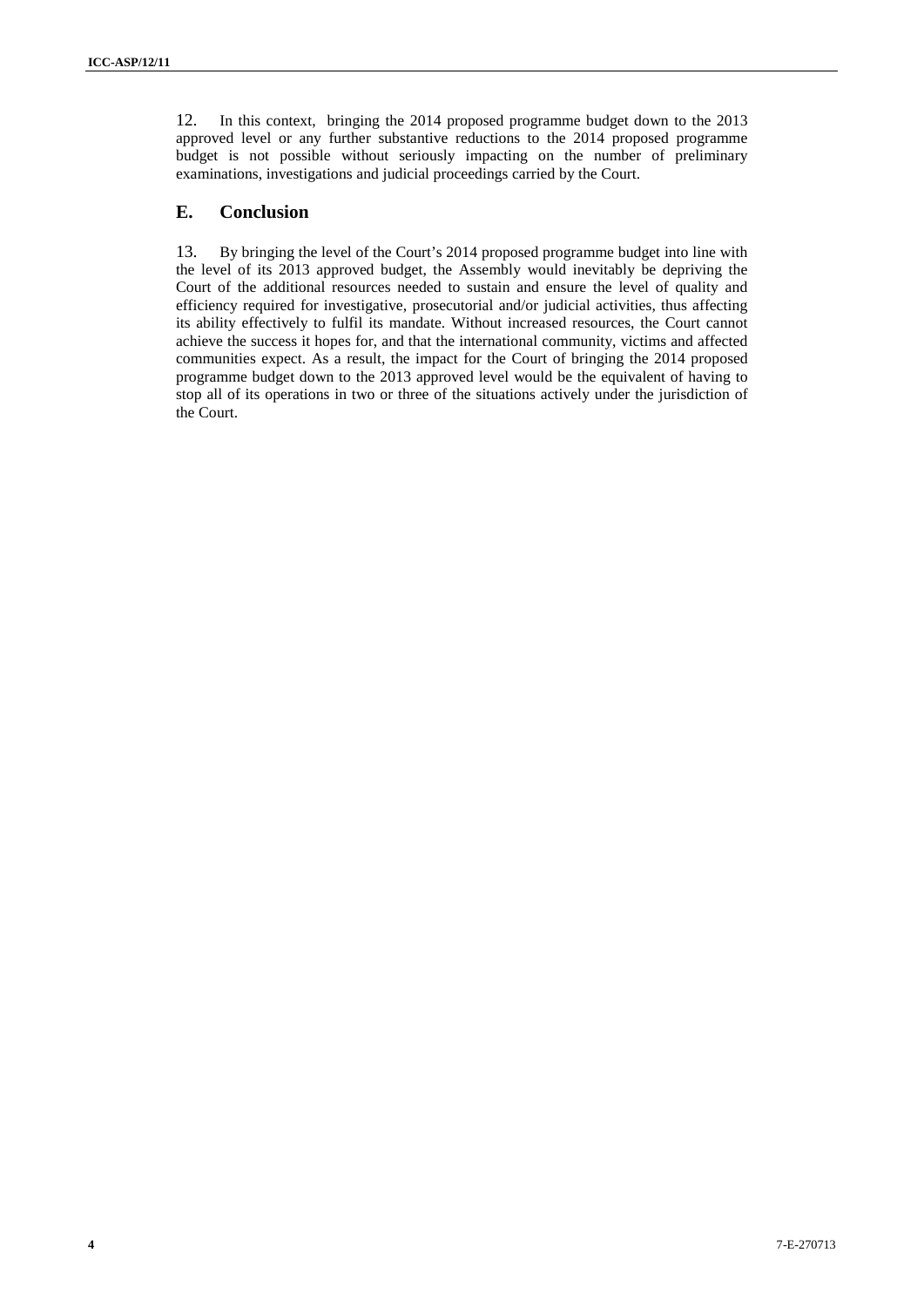12. In this context, bringing the 2014 proposed programme budget down to the 2013 approved level or any further substantive reductions to the 2014 proposed programme budget is not possible without seriously impacting on the number of preliminary examinations, investigations and judicial proceedings carried by the Court.

## E. Conclusion

13. By bringing the level of the Court's 2014 proposed programme budget into line with the level of its 2013 approved budget, the Assembly would inevitably be depriving the Court of the additional resources needed to sustain and ensure the level of quality and efficiency required for investigative, prosecutorial and/or judicial activities, thus affecting its ability effectively to fulfil its mandate. Without increased resources, the Court cannot achieve the success it hopes for, and that the international community, victims and affected communities expect. As a result, the impact for the Court of bringing the 2014 proposed programme budget down to the 2013 approved level would be the equivalent of having to stop all of its operations in two or three of the situations actively under the jurisdiction of the Court.